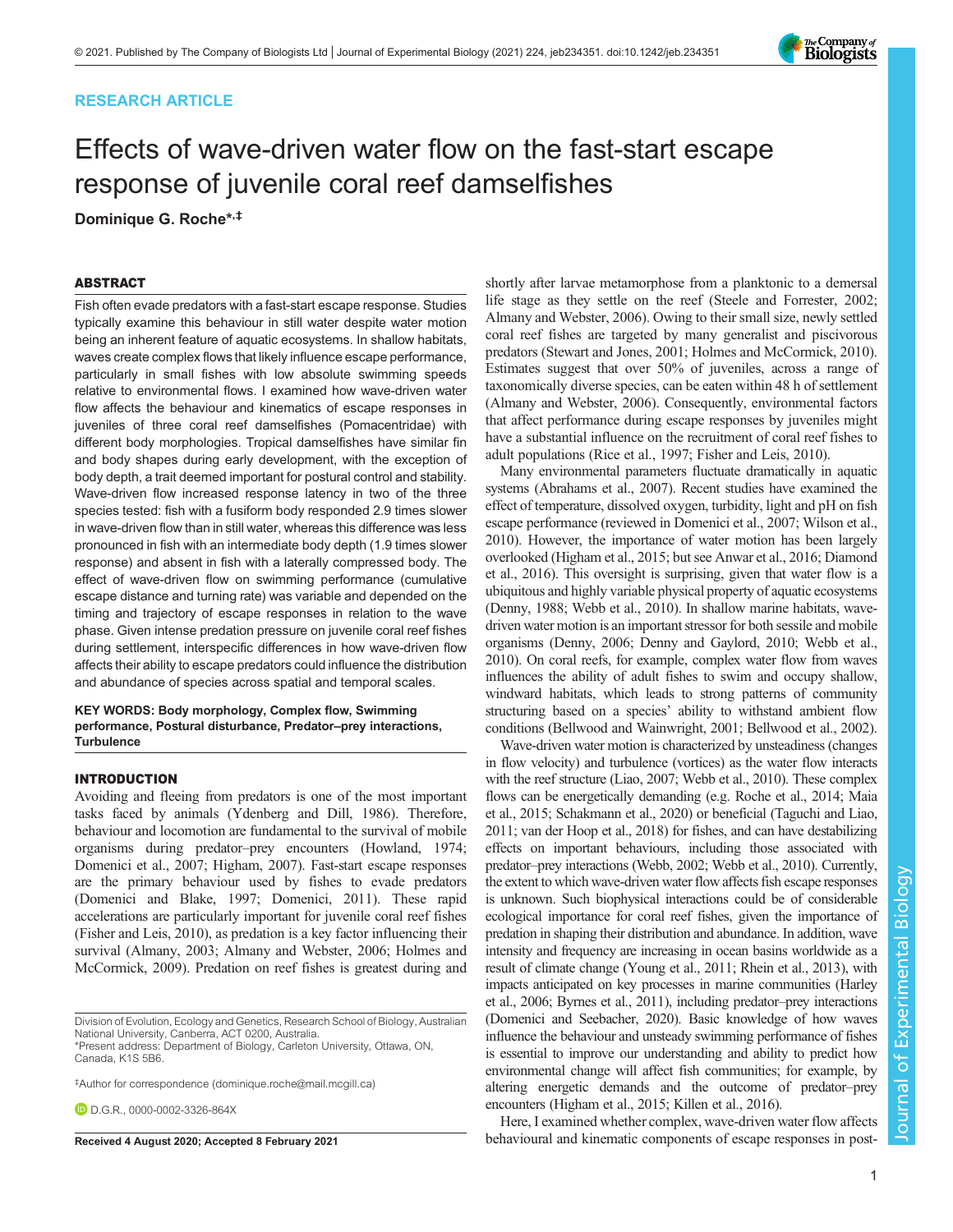RESEARCH ARTICLE

# Effects of wave-driven water flow on the fast-start escape response of juvenile coral reef damselfishes

**Dominique G. Roche*,‡**

## ABSTRACT

Fish often evade predators with a fast-start escape response. Studies typically examine this behaviour in still water despite water motion being an inherent feature of aquatic ecosystems. In shallow habitats, waves create complex flows that likely influence escape performance, particularly in small fishes with low absolute swimming speeds relative to environmental flows. I examined how wave-driven water flow affects the behaviour and kinematics of escape responses in juveniles of three coral reef damselfishes (Pomacentridae) with different body morphologies. Tropical damselfishes have similar fin and body shapes during early development, with the exception of body depth, a trait deemed important for postural control and stability. Wave-driven flow increased response latency in two of the three species tested: fish with a fusiform body responded 2.9 times slower in wave-driven flow than in still water, whereas this difference was less pronounced in fish with an intermediate body depth (1.9 times slower response) and absent in fish with a laterally compressed body. The effect of wave-driven flow on swimming performance (cumulative escape distance and turning rate) was variable and depended on the timing and trajectory of escape responses in relation to the wave phase. Given intense predation pressure on juvenile coral reef fishes during settlement, interspecific differences in how wave-driven flow affects their ability to escape predators could influence the distribution and abundance of species across spatial and temporal scales.

**KEY WORDS: Body morphology, Complex flow, Swimming performance, Postural disturbance, Predator–prey interactions, Turbulence**

## INTRODUCTION

Avoiding and fleeing from predators is one of the most important tasks faced by animals (Ydenberg and Dill, 1986). Therefore, behaviour and locomotion are fundamental to the survival of mobile organisms during predator–prey encounters (Howland, 1974; Domenici et al., 2007; Higham, 2007). Fast-start escape responses are the primary behaviour used by fishes to evade predators (Domenici and Blake, 1997; Domenici, 2011). These rapid accelerations are particularly important for juvenile coral reef fishes (Fisher and Leis, 2010), as predation is a key factor influencing their survival (Almany, 2003; Almany and Webster, 2006; Holmes and McCormick, 2009). Predation on reef fishes is greatest during and shortly after larvae metamorphose from a planktonic to a demersal life stage as they settle on the reef (Steele and Forrester, 2002; Almany and Webster, 2006). Owing to their small size, newly settled coral reef fishes are targeted by many generalist and piscivorous predators (Stewart and Jones, 2001; Holmes and McCormick, 2010). Estimates suggest that over 50% of juveniles, across a range of taxonomically diverse species, can be eaten within 48 h of settlement (Almany and Webster, 2006). Consequently, environmental factors that affect performance during escape responses by juveniles might have a substantial influence on the recruitment of coral reef fishes to adult populations (Rice et al., 1997; Fisher and Leis, 2010).

Many environmental parameters fluctuate dramatically in aquatic systems (Abrahams et al., 2007). Recent studies have examined the effect of temperature, dissolved oxygen, turbidity, light and pH on fish escape performance (reviewed in Domenici et al., 2007; Wilson et al., 2010). However, the importance of water motion has been largely overlooked (Higham et al., 2015; but see Anwar et al., 2016; Diamond et al., 2016). This oversight is surprising, given that water flow is a ubiquitous and highly variable physical property of aquatic ecosystems (Denny, 1988; Webb et al., 2010). In shallow marine habitats, wave-driven water motion is an important stressor for both sessile and mobile organisms (Denny, 2006; Denny and Gaylord, 2010; Webb et al., 2010). On coral reefs, for example, complex water flow from waves influences the ability of adult fishes to swim and occupy shallow, windward habitats, which leads to strong patterns of community structuring based on a species' ability to withstand ambient flow conditions (Bellwood and Wainwright, 2001; Bellwood et al., 2002).

Wave-driven water motion is characterized by unsteadiness (changes in flow velocity) and turbulence (vortices) as the water flow interacts with the reef structure (Liao, 2007; Webb et al., 2010). These complex flows can be energetically demanding (e.g. Roche et al., 2014; Maia et al., 2015; Schakmann et al., 2020) or beneficial (Taguchi and Liao, 2011; van der Hoop et al., 2018) for fishes, and can have destabilizing effects on important behaviours, including those associated with predator–prey interactions (Webb, 2002; Webb et al., 2010). Currently, the extent to which wave-driven water flow affects fish escape responses is unknown. Such biophysical interactions could be of considerable ecological importance for coral reef fishes, given the importance of predation in shaping their distribution and abundance. In addition, wave intensity and frequency are increasing in ocean basins worldwide as a result of climate change (Young et al., 2011; Rhein et al., 2013), with impacts anticipated on key processes in marine communities (Harley et al., 2006; Byrnes et al., 2011), including predator–prey interactions (Domenici and Seebacher, 2020). Basic knowledge of how waves influence the behaviour and unsteady swimming performance of fishes is essential to improve our understanding and ability to predict how environmental change will affect fish communities; for example, by altering energetic demands and the outcome of predator–prey encounters (Higham et al., 2015; Killen et al., 2016).

Here, I examined whether complex, wave-driven water flow affects behavioural and kinematic components of escape responses in post-

Division of Evolution, Ecology and Genetics, Research School of Biology, Australian National University, Canberra, ACT 0200, Australia.
*Present address: Department of Biology, Carleton University, Ottawa, ON, Canada, K1S 5B6.

‡Author for correspondence (dominique.roche@mail.mcgill.ca)

D.G.R., 0000-0002-3326-864X

**Received 4 August 2020; Accepted 8 February 2021**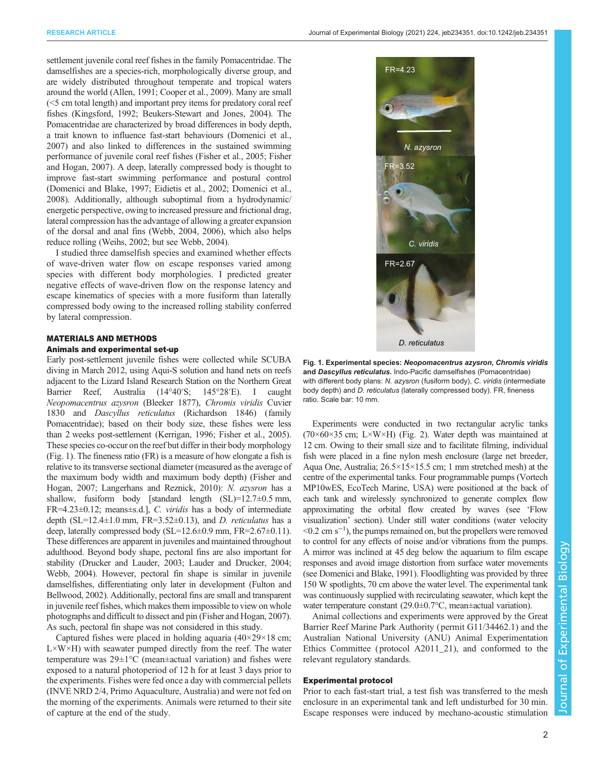settlement juvenile coral reef fishes in the family Pomacentridae. The damselfishes are a species-rich, morphologically diverse group, and are widely distributed throughout temperate and tropical waters around the world (Allen, 1991; Cooper et al., 2009). Many are small (<5 cm total length) and important prey items for predatory coral reef fishes (Kingsford, 1992; Beukers-Stewart and Jones, 2004). The Pomacentridae are characterized by broad differences in body depth, a trait known to influence fast-start behaviours (Domenici et al., 2007) and also linked to differences in the sustained swimming performance of juvenile coral reef fishes (Fisher et al., 2005; Fisher and Hogan, 2007). A deep, laterally compressed body is thought to improve fast-start swimming performance and postural control (Domenici and Blake, 1997; Eidietis et al., 2002; Domenici et al., 2008). Additionally, although suboptimal from a hydrodynamic/energetic perspective, owing to increased pressure and frictional drag, lateral compression has the advantage of allowing a greater expansion of the dorsal and anal fins (Webb, 2004, 2006), which also helps reduce rolling (Weihs, 2002; but see Webb, 2004).

I studied three damselfish species and examined whether effects of wave-driven water flow on escape responses varied among species with different body morphologies. I predicted greater negative effects of wave-driven flow on the response latency and escape kinematics of species with a more fusiform than laterally compressed body owing to the increased rolling stability conferred by lateral compression.

## MATERIALS AND METHODS

### Animals and experimental set-up

Early post-settlement juvenile fishes were collected while SCUBA diving in March 2012, using Aqui-S solution and hand nets on reefs adjacent to the Lizard Island Research Station on the Northern Great Barrier Reef, Australia (14°40′S; 145°28′E). I caught *Neopomacentrus azysron* (Bleeker 1877), *Chromis viridis* Cuvier 1830 and *Dascyllus reticulatus* (Richardson 1846) (family Pomacentridae); based on their body size, these fishes were less than 2 weeks post-settlement (Kerrigan, 1996; Fisher et al., 2005). These species co-occur on the reef but differ in their body morphology (Fig. 1). The fineness ratio (FR) is a measure of how elongate a fish is relative to its transverse sectional diameter (measured as the average of the maximum body width and maximum body depth) (Fisher and Hogan, 2007; Langerhans and Reznick, 2010): *N. azysron* has a shallow, fusiform body [standard length (SL)=12.7±0.5 mm, FR=4.23±0.12; means±s.d.], *C. viridis* has a body of intermediate depth (SL=12.4±1.0 mm, FR=3.52±0.13), and *D. reticulatus* has a deep, laterally compressed body (SL=12.6±0.9 mm, FR=2.67±0.11). These differences are apparent in juveniles and maintained throughout adulthood. Beyond body shape, pectoral fins are also important for stability (Drucker and Lauder, 2003; Lauder and Drucker, 2004; Webb, 2004). However, pectoral fin shape is similar in juvenile damselfishes, differentiating only later in development (Fulton and Bellwood, 2002). Additionally, pectoral fins are small and transparent in juvenile reef fishes, which makes them impossible to view on whole photographs and difficult to dissect and pin (Fisher and Hogan, 2007). As such, pectoral fin shape was not considered in this study.

Captured fishes were placed in holding aquaria (40×29×18 cm; L×W×H) with seawater pumped directly from the reef. The water temperature was 29±1°C (mean±actual variation) and fishes were exposed to a natural photoperiod of 12 h for at least 3 days prior to the experiments. Fishes were fed once a day with commercial pellets (INVE NRD 2/4, Primo Aquaculture, Australia) and were not fed on the morning of the experiments. Animals were returned to their site of capture at the end of the study.

**Fig. 1. Experimental species: *Neopomacentrus azysron*, *Chromis viridis* and *Dascyllus reticulatus*.** Indo-Pacific damselfishes (Pomacentridae) with different body plans: *N. azysron* (fusiform body), *C. viridis* (intermediate body depth) and *D. reticulatus* (laterally compressed body). FR, fineness ratio. Scale bar: 10 mm.

Experiments were conducted in two rectangular acrylic tanks (70×60×35 cm; L×W×H) (Fig. 2). Water depth was maintained at 12 cm. Owing to their small size and to facilitate filming, individual fish were placed in a fine nylon mesh enclosure (large net breeder, Aqua One, Australia; 26.5×15×15.5 cm; 1 mm stretched mesh) at the centre of the experimental tanks. Four programmable pumps (Vortech MP10wES, EcoTech Marine, USA) were positioned at the back of each tank and wirelessly synchronized to generate complex flow approximating the orbital flow created by waves (see 'Flow visualization' section). Under still water conditions (water velocity <0.2 cm s$^{-1}$), the pumps remained on, but the propellers were removed to control for any effects of noise and/or vibrations from the pumps. A mirror was inclined at 45 deg below the aquarium to film escape responses and avoid image distortion from surface water movements (see Domenici and Blake, 1991). Floodlighting was provided by three 150 W spotlights, 70 cm above the water level. The experimental tank was continuously supplied with recirculating seawater, which kept the water temperature constant (29.0±0.7°C, mean±actual variation).

Animal collections and experiments were approved by the Great Barrier Reef Marine Park Authority (permit G11/34462.1) and the Australian National University (ANU) Animal Experimentation Ethics Committee (protocol A2011_21), and conformed to the relevant regulatory standards.

### Experimental protocol

Prior to each fast-start trial, a test fish was transferred to the mesh enclosure in an experimental tank and left undisturbed for 30 min. Escape responses were induced by mechano-acoustic stimulation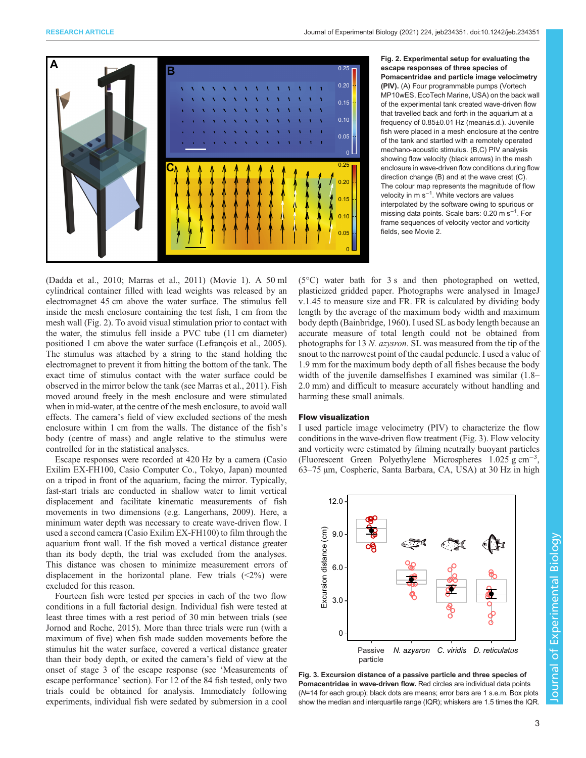Fig. 2. Experimental setup for evaluating the escape responses of three species of Pomacentridae and particle image velocimetry (PIV). (A) Four programmable pumps (Vortech MP10wES, EcoTech Marine, USA) on the back wall of the experimental tank created wave-driven flow that travelled back and forth in the aquarium at a frequency of 0.85±0.01 Hz (mean±s.d.). Juvenile fish were placed in a mesh enclosure at the centre of the tank and startled with a remotely operated mechano-acoustic stimulus. (B,C) PIV analysis showing flow velocity (black arrows) in the mesh enclosure in wave-driven flow conditions during flow direction change (B) and at the wave crest (C). The colour map represents the magnitude of flow velocity in m s$^{-1}$. White vectors are values interpolated by the software owing to spurious or missing data points. Scale bars: 0.20 m s$^{-1}$. For frame sequences of velocity vector and vorticity fields, see Movie 2.

(Dadda et al., 2010; Marras et al., 2011) (Movie 1). A 50 ml cylindrical container filled with lead weights was released by an electromagnet 45 cm above the water surface. The stimulus fell inside the mesh enclosure containing the test fish, 1 cm from the mesh wall (Fig. 2). To avoid visual stimulation prior to contact with the water, the stimulus fell inside a PVC tube (11 cm diameter) positioned 1 cm above the water surface (Lefrançois et al., 2005). The stimulus was attached by a string to the stand holding the electromagnet to prevent it from hitting the bottom of the tank. The exact time of stimulus contact with the water surface could be observed in the mirror below the tank (see Marras et al., 2011). Fish moved around freely in the mesh enclosure and were stimulated when in mid-water, at the centre of the mesh enclosure, to avoid wall effects. The camera's field of view excluded sections of the mesh enclosure within 1 cm from the walls. The distance of the fish's body (centre of mass) and angle relative to the stimulus were controlled for in the statistical analyses.

Escape responses were recorded at 420 Hz by a camera (Casio Exilim EX-FH100, Casio Computer Co., Tokyo, Japan) mounted on a tripod in front of the aquarium, facing the mirror. Typically, fast-start trials are conducted in shallow water to limit vertical displacement and facilitate kinematic measurements of fish movements in two dimensions (e.g. Langerhans, 2009). Here, a minimum water depth was necessary to create wave-driven flow. I used a second camera (Casio Exilim EX-FH100) to film through the aquarium front wall. If the fish moved a vertical distance greater than its body depth, the trial was excluded from the analyses. This distance was chosen to minimize measurement errors of displacement in the horizontal plane. Few trials (<2%) were excluded for this reason.

Fourteen fish were tested per species in each of the two flow conditions in a full factorial design. Individual fish were tested at least three times with a rest period of 30 min between trials (see Jornod and Roche, 2015). More than three trials were run (with a maximum of five) when fish made sudden movements before the stimulus hit the water surface, covered a vertical distance greater than their body depth, or exited the camera's field of view at the onset of stage 3 of the escape response (see 'Measurements of escape performance' section). For 12 of the 84 fish tested, only two trials could be obtained for analysis. Immediately following experiments, individual fish were sedated by submersion in a cool (5°C) water bath for 3 s and then photographed on wetted, plasticized gridded paper. Photographs were analysed in ImageJ v.1.45 to measure size and FR. FR is calculated by dividing body length by the average of the maximum body width and maximum body depth (Bainbridge, 1960). I used SL as body length because an accurate measure of total length could not be obtained from photographs for 13 *N. azysron*. SL was measured from the tip of the snout to the narrowest point of the caudal peduncle. I used a value of 1.9 mm for the maximum body depth of all fishes because the body width of the juvenile damselfishes I examined was similar (1.8–2.0 mm) and difficult to measure accurately without handling and harming these small animals.

## Flow visualization

I used particle image velocimetry (PIV) to characterize the flow conditions in the wave-driven flow treatment (Fig. 3). Flow velocity and vorticity were estimated by filming neutrally buoyant particles (Fluorescent Green Polyethylene Microspheres 1.025 g cm$^{-3}$, 63–75 µm, Cospheric, Santa Barbara, CA, USA) at 30 Hz in high

Fig. 3. Excursion distance of a passive particle and three species of Pomacentridae in wave-driven flow. Red circles are individual data points ($N$=14 for each group); black dots are means; error bars are 1 s.e.m. Box plots show the median and interquartile range (IQR); whiskers are 1.5 times the IQR.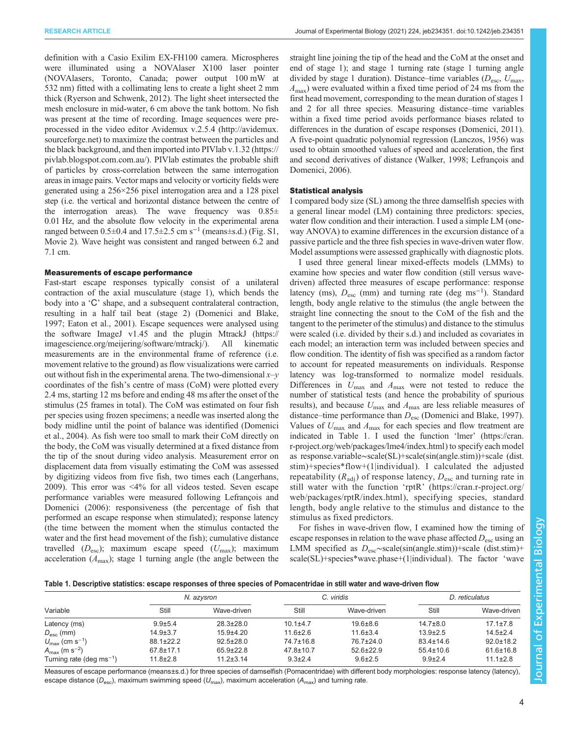definition with a Casio Exilim EX-FH100 camera. Microspheres were illuminated using a NOVAlaser X100 laser pointer (NOVAlasers, Toronto, Canada; power output 100 mW at 532 nm) fitted with a collimating lens to create a light sheet 2 mm thick (Ryerson and Schwenk, 2012). The light sheet intersected the mesh enclosure in mid-water, 6 cm above the tank bottom. No fish was present at the time of recording. Image sequences were pre-processed in the video editor Avidemux v.2.5.4 (http://avidemux.sourceforge.net) to maximize the contrast between the particles and the black background, and then imported into PIVlab v.1.32 (https://pivlab.blogspot.com.com.au/). PIVlab estimates the probable shift of particles by cross-correlation between the same interrogation areas in image pairs. Vector maps and velocity or vorticity fields were generated using a 256×256 pixel interrogation area and a 128 pixel step (i.e. the vertical and horizontal distance between the centre of the interrogation areas). The wave frequency was 0.85±0.01 Hz, and the absolute flow velocity in the experimental arena ranged between 0.5±0.4 and 17.5±2.5 cm $s^{-1}$ (means±s.d.) (Fig. S1, Movie 2). Wave height was consistent and ranged between 6.2 and 7.1 cm.

### Measurements of escape performance

Fast-start escape responses typically consist of a unilateral contraction of the axial musculature (stage 1), which bends the body into a 'C' shape, and a subsequent contralateral contraction, resulting in a half tail beat (stage 2) (Domenici and Blake, 1997; Eaton et al., 2001). Escape sequences were analysed using the software ImageJ v1.45 and the plugin MtrackJ (https://imagescience.org/meijering/software/mtrackj/). All kinematic measurements are in the environmental frame of reference (i.e. movement relative to the ground) as flow visualizations were carried out without fish in the experimental arena. The two-dimensional $x$–$y$ coordinates of the fish's centre of mass (CoM) were plotted every 2.4 ms, starting 12 ms before and ending 48 ms after the onset of the stimulus (25 frames in total). The CoM was estimated on four fish per species using frozen specimens; a needle was inserted along the body midline until the point of balance was identified (Domenici et al., 2004). As fish were too small to mark their CoM directly on the body, the CoM was visually determined at a fixed distance from the tip of the snout during video analysis. Measurement error on displacement data from visually estimating the CoM was assessed by digitizing videos from five fish, two times each (Langerhans, 2009). This error was <4% for all videos tested. Seven escape performance variables were measured following Lefrançois and Domenici (2006): responsiveness (the percentage of fish that performed an escape response when stimulated); response latency (the time between the moment when the stimulus contacted the water and the first head movement of the fish); cumulative distance travelled ($D_{esc}$); maximum escape speed ($U_{max}$); maximum acceleration ($A_{max}$); stage 1 turning angle (the angle between the straight line joining the tip of the head and the CoM at the onset and end of stage 1); and stage 1 turning rate (stage 1 turning angle divided by stage 1 duration). Distance–time variables ($D_{esc}$, $U_{max}$, $A_{max}$) were evaluated within a fixed time period of 24 ms from the first head movement, corresponding to the mean duration of stages 1 and 2 for all three species. Measuring distance–time variables within a fixed time period avoids performance biases related to differences in the duration of escape responses (Domenici, 2011). A five-point quadratic polynomial regression (Lanczos, 1956) was used to obtain smoothed values of speed and acceleration, the first and second derivatives of distance (Walker, 1998; Lefrançois and Domenici, 2006).

### Statistical analysis

I compared body size (SL) among the three damselfish species with a general linear model (LM) containing three predictors: species, water flow condition and their interaction. I used a simple LM (one-way ANOVA) to examine differences in the excursion distance of a passive particle and the three fish species in wave-driven water flow. Model assumptions were assessed graphically with diagnostic plots.

I used three general linear mixed-effects models (LMMs) to examine how species and water flow condition (still versus wave-driven) affected three measures of escape performance: response latency (ms), $D_{esc}$ (mm) and turning rate (deg $ms^{-1}$). Standard length, body angle relative to the stimulus (the angle between the straight line connecting the snout to the CoM of the fish and the tangent to the perimeter of the stimulus) and distance to the stimulus were scaled (i.e. divided by their s.d.) and included as covariates in each model; an interaction term was included between species and flow condition. The identity of fish was specified as a random factor to account for repeated measurements on individuals. Response latency was log-transformed to normalize model residuals. Differences in $U_{max}$ and $A_{max}$ were not tested to reduce the number of statistical tests (and hence the probability of spurious results), and because $U_{max}$ and $A_{max}$ are less reliable measures of distance–time performance than $D_{esc}$ (Domenici and Blake, 1997). Values of $U_{max}$ and $A_{max}$ for each species and flow treatment are indicated in Table 1. I used the function 'lmer' (https://cran.r-project.org/web/packages/lme4/index.html) to specify each model as response.variable~scale(SL)+scale(sin(angle.stim))+scale (dist.stim)+species*flow+(1|individual). I calculated the adjusted repeatability ($R_{adj}$) of response latency, $D_{esc}$ and turning rate in still water with the function 'rptR' (https://cran.r-project.org/web/packages/rptR/index.html), specifying species, standard length, body angle relative to the stimulus and distance to the stimulus as fixed predictors.

For fishes in wave-driven flow, I examined how the timing of escape responses in relation to the wave phase affected $D_{esc}$ using an LMM specified as $D_{esc}$~scale(sin(angle.stim))+scale (dist.stim)+scale(SL)+species*wave.phase+(1|individual). The factor 'wave

**Table 1. Descriptive statistics: escape responses of three species of Pomacentridae in still water and wave-driven flow**

| Variable | *N. azysron* | | *C. viridis* | | *D. reticulatus* | |
|---|---|---|---|---|---|---|
| | Still | Wave-driven | Still | Wave-driven | Still | Wave-driven |
| Latency (ms) | 9.9±5.4 | 28.3±28.0 | 10.1±4.7 | 19.6±8.6 | 14.7±8.0 | 17.1±7.8 |
| $D_{esc}$ (mm) | 14.9±3.7 | 15.9±4.20 | 11.6±2.6 | 11.6±3.4 | 13.9±2.5 | 14.5±2.4 |
| $U_{max}$ (cm $s^{-1}$) | 88.1±22.2 | 92.5±28.0 | 74.7±16.8 | 76.7±24.0 | 83.4±14.6 | 92.0±18.2 |
| $A_{max}$ (m $s^{-2}$) | 67.8±17.1 | 65.9±22.8 | 47.8±10.7 | 52.6±22.9 | 55.4±10.6 | 61.6±16.8 |
| Turning rate (deg $ms^{-1}$) | 11.8±2.8 | 11.2±3.14 | 9.3±2.4 | 9.6±2.5 | 9.9±2.4 | 11.1±2.8 |

Measures of escape performance (means±s.d.) for three species of damselfish (Pomacentridae) with different body morphologies: response latency (latency), escape distance ($D_{esc}$), maximum swimming speed ($U_{max}$), maximum acceleration ($A_{max}$) and turning rate.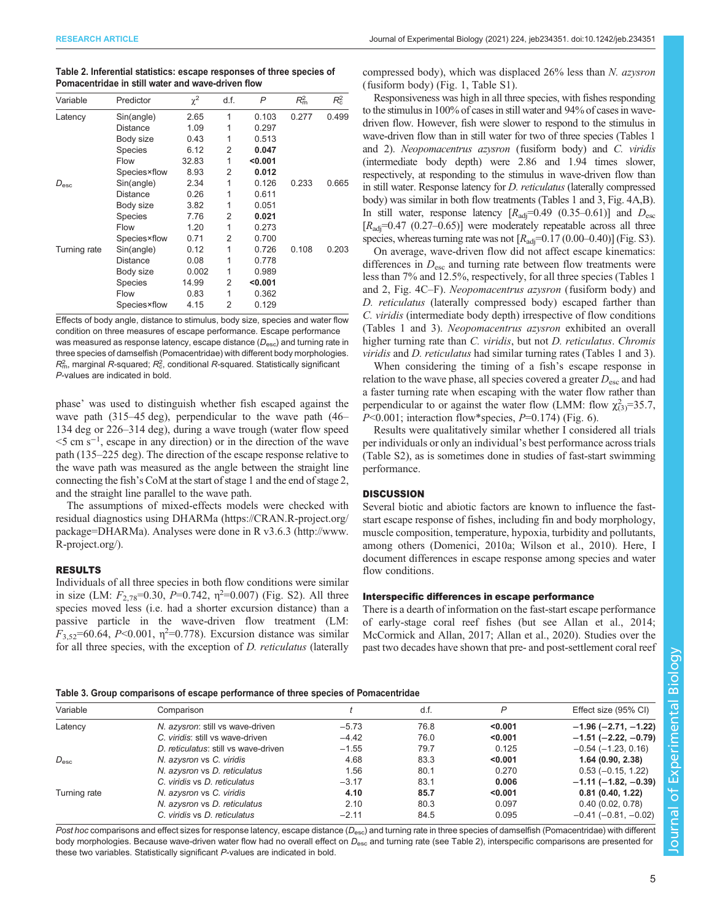**Table 2. Inferential statistics: escape responses of three species of Pomacentridae in still water and wave-driven flow**

| Variable | Predictor | $\chi^2$ | d.f. | *P* | $R^2_m$ | $R^2_c$ |
|---|---|---|---|---|---|---|
| Latency | Sin(angle) | 2.65 | 1 | 0.103 | 0.277 | 0.499 |
| | Distance | 1.09 | 1 | 0.297 | | |
| | Body size | 0.43 | 1 | 0.513 | | |
| | Species | 6.12 | 2 | **0.047** | | |
| | Flow | 32.83 | 1 | **<0.001** | | |
| | Species×flow | 8.93 | 2 | **0.012** | | |
| $D_{esc}$ | Sin(angle) | 2.34 | 1 | 0.126 | 0.233 | 0.665 |
| | Distance | 0.26 | 1 | 0.611 | | |
| | Body size | 3.82 | 1 | 0.051 | | |
| | Species | 7.76 | 2 | **0.021** | | |
| | Flow | 1.20 | 1 | 0.273 | | |
| | Species×flow | 0.71 | 2 | 0.700 | | |
| Turning rate | Sin(angle) | 0.12 | 1 | 0.726 | 0.108 | 0.203 |
| | Distance | 0.08 | 1 | 0.778 | | |
| | Body size | 0.002 | 1 | 0.989 | | |
| | Species | 14.99 | 2 | **<0.001** | | |
| | Flow | 0.83 | 1 | 0.362 | | |
| | Species×flow | 4.15 | 2 | 0.129 | | |

Effects of body angle, distance to stimulus, body size, species and water flow condition on three measures of escape performance. Escape performance was measured as response latency, escape distance ($D_{esc}$) and turning rate in three species of damselfish (Pomacentridae) with different body morphologies. $R^2_m$, marginal *R*-squared; $R^2_c$, conditional *R*-squared. Statistically significant *P*-values are indicated in bold.

phase' was used to distinguish whether fish escaped against the wave path (315–45 deg), perpendicular to the wave path (46–134 deg or 226–314 deg), during a wave trough (water flow speed <5 cm $s^{-1}$, escape in any direction) or in the direction of the wave path (135–225 deg). The direction of the escape response relative to the wave path was measured as the angle between the straight line connecting the fish's CoM at the start of stage 1 and the end of stage 2, and the straight line parallel to the wave path.

The assumptions of mixed-effects models were checked with residual diagnostics using DHARMa (https://CRAN.R-project.org/package=DHARMa). Analyses were done in R v3.6.3 (http://www.R-project.org/).

## RESULTS

Individuals of all three species in both flow conditions were similar in size (LM: $F_{2,78}$=0.30, *P*=0.742, $\eta^2$=0.007) (Fig. S2). All three species moved less (i.e. had a shorter excursion distance) than a passive particle in the wave-driven flow treatment (LM: $F_{3,52}$=60.64, *P*<0.001, $\eta^2$=0.778). Excursion distance was similar for all three species, with the exception of *D. reticulatus* (laterally compressed body), which was displaced 26% less than *N. azysron* (fusiform body) (Fig. 1, Table S1).

Responsiveness was high in all three species, with fishes responding to the stimulus in 100% of cases in still water and 94% of cases in wave-driven flow. However, fish were slower to respond to the stimulus in wave-driven flow than in still water for two of three species (Tables 1 and 2). *Neopomacentrus azysron* (fusiform body) and *C. viridis* (intermediate body depth) were 2.86 and 1.94 times slower, respectively, at responding to the stimulus in wave-driven flow than in still water. Response latency for *D. reticulatus* (laterally compressed body) was similar in both flow treatments (Tables 1 and 3, Fig. 4A,B). In still water, response latency [$R_{adj}$=0.49 (0.35–0.61)] and $D_{esc}$ [$R_{adj}$=0.47 (0.27–0.65)] were moderately repeatable across all three species, whereas turning rate was not [$R_{adj}$=0.17 (0.00–0.40)] (Fig. S3).

On average, wave-driven flow did not affect escape kinematics: differences in $D_{esc}$ and turning rate between flow treatments were less than 7% and 12.5%, respectively, for all three species (Tables 1 and 2, Fig. 4C–F). *Neopomacentrus azysron* (fusiform body) and *D. reticulatus* (laterally compressed body) escaped farther than *C. viridis* (intermediate body depth) irrespective of flow conditions (Tables 1 and 3). *Neopomacentrus azysron* exhibited an overall higher turning rate than *C. viridis*, but not *D. reticulatus*. *Chromis viridis* and *D. reticulatus* had similar turning rates (Tables 1 and 3).

When considering the timing of a fish's escape response in relation to the wave phase, all species covered a greater $D_{esc}$ and had a faster turning rate when escaping with the water flow rather than perpendicular to or against the water flow (LMM: flow $\chi^2_{(3)}$=35.7, *P*<0.001; interaction flow*species, *P*=0.174) (Fig. 6).

Results were qualitatively similar whether I considered all trials per individuals or only an individual's best performance across trials (Table S2), as is sometimes done in studies of fast-start swimming performance.

## DISCUSSION

Several biotic and abiotic factors are known to influence the fast-start escape response of fishes, including fin and body morphology, muscle composition, temperature, hypoxia, turbidity and pollutants, among others (Domenici, 2010a; Wilson et al., 2010). Here, I document differences in escape response among species and water flow conditions.

### Interspecific differences in escape performance

There is a dearth of information on the fast-start escape performance of early-stage coral reef fishes (but see Allan et al., 2014; McCormick and Allan, 2017; Allan et al., 2020). Studies over the past two decades have shown that pre- and post-settlement coral reef

**Table 3. Group comparisons of escape performance of three species of Pomacentridae**

| Variable | Comparison | *t* | d.f. | *P* | Effect size (95% CI) |
|---|---|---|---|---|---|
| Latency | *N. azysron*: still vs wave-driven | −5.73 | 76.8 | **<0.001** | **−1.96 (−2.71, −1.22)** |
| | *C. viridis*: still vs wave-driven | −4.42 | 76.0 | **<0.001** | **−1.51 (−2.22, −0.79)** |
| | *D. reticulatus*: still vs wave-driven | −1.55 | 79.7 | 0.125 | −0.54 (−1.23, 0.16) |
| $D_{esc}$ | *N. azysron* vs *C. viridis* | 4.68 | 83.3 | **<0.001** | **1.64 (0.90, 2.38)** |
| | *N. azysron* vs *D. reticulatus* | 1.56 | 80.1 | 0.270 | 0.53 (−0.15, 1.22) |
| | *C. viridis* vs *D. reticulatus* | −3.17 | 83.1 | **0.006** | **−1.11 (−1.82, −0.39)** |
| Turning rate | *N. azysron* vs *C. viridis* | **4.10** | **85.7** | **<0.001** | **0.81 (0.40, 1.22)** |
| | *N. azysron* vs *D. reticulatus* | 2.10 | 80.3 | 0.097 | 0.40 (0.02, 0.78) |
| | *C. viridis* vs *D. reticulatus* | −2.11 | 84.5 | 0.095 | −0.41 (−0.81, −0.02) |

*Post hoc* comparisons and effect sizes for response latency, escape distance ($D_{esc}$) and turning rate in three species of damselfish (Pomacentridae) with different body morphologies. Because wave-driven water flow had no overall effect on $D_{esc}$ and turning rate (see Table 2), interspecific comparisons are presented for these two variables. Statistically significant *P*-values are indicated in bold.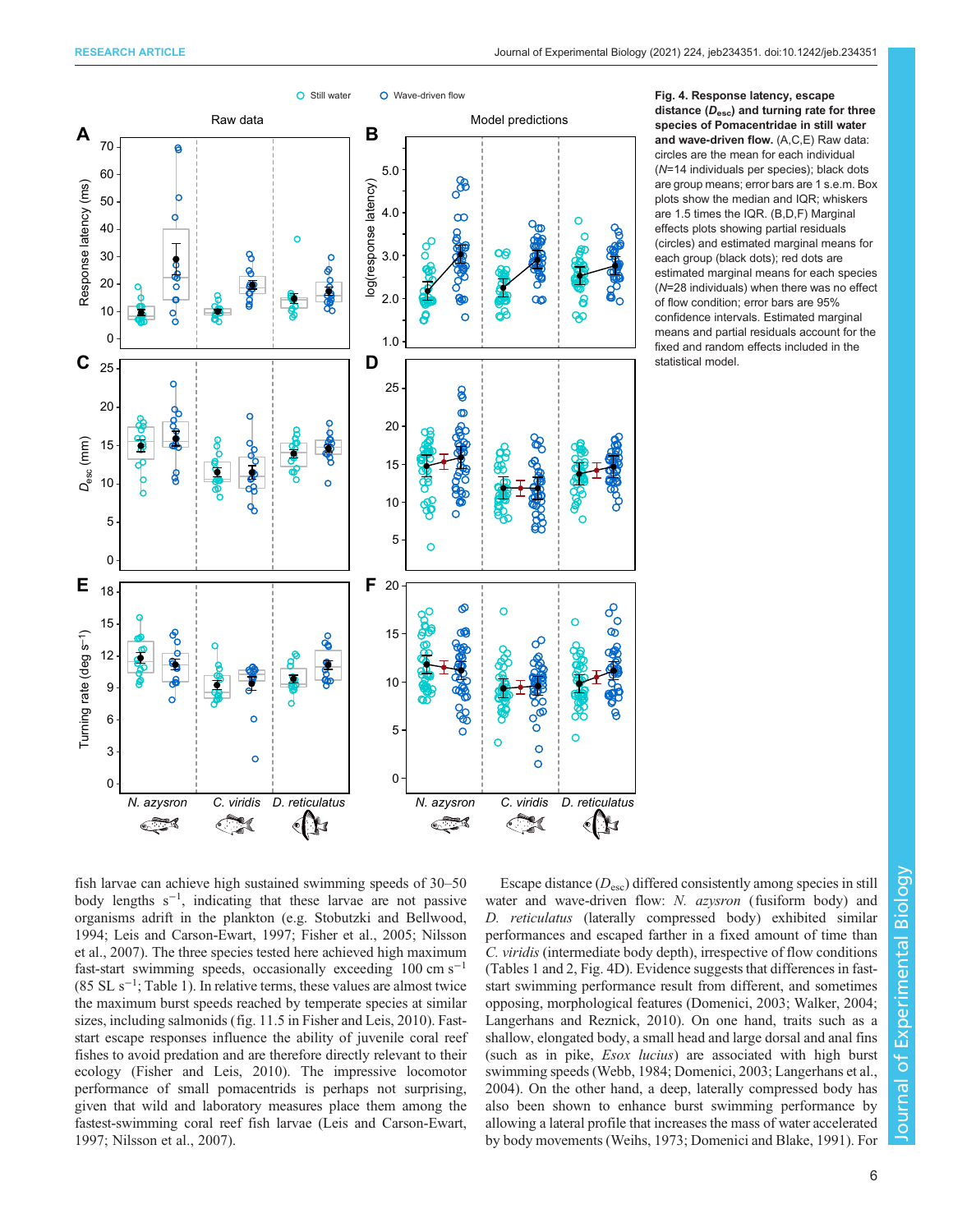Fig. 4. Response latency, escape distance ($D_{esc}$) and turning rate for three species of Pomacentridae in still water and wave-driven flow. (A,C,E) Raw data: circles are the mean for each individual (*N*=14 individuals per species); black dots are group means; error bars are 1 s.e.m. Box plots show the median and IQR; whiskers are 1.5 times the IQR. (B,D,F) Marginal effects plots showing partial residuals (circles) and estimated marginal means for each group (black dots); red dots are estimated marginal means for each species (*N*=28 individuals) when there was no effect of flow condition; error bars are 95% confidence intervals. Estimated marginal means and partial residuals account for the fixed and random effects included in the statistical model.

fish larvae can achieve high sustained swimming speeds of 30–50 body lengths s$^{-1}$, indicating that these larvae are not passive organisms adrift in the plankton (e.g. Stobutzki and Bellwood, 1994; Leis and Carson-Ewart, 1997; Fisher et al., 2005; Nilsson et al., 2007). The three species tested here achieved high maximum fast-start swimming speeds, occasionally exceeding 100 cm s$^{-1}$ (85 SL s$^{-1}$; Table 1). In relative terms, these values are almost twice the maximum burst speeds reached by temperate species at similar sizes, including salmonids (fig. 11.5 in Fisher and Leis, 2010). Fast-start escape responses influence the ability of juvenile coral reef fishes to avoid predation and are therefore directly relevant to their ecology (Fisher and Leis, 2010). The impressive locomotor performance of small pomacentrids is perhaps not surprising, given that wild and laboratory measures place them among the fastest-swimming coral reef fish larvae (Leis and Carson-Ewart, 1997; Nilsson et al., 2007).

Escape distance ($D_{esc}$) differed consistently among species in still water and wave-driven flow: *N. azysron* (fusiform body) and *D. reticulatus* (laterally compressed body) exhibited similar performances and escaped farther in a fixed amount of time than *C. viridis* (intermediate body depth), irrespective of flow conditions (Tables 1 and 2, Fig. 4D). Evidence suggests that differences in fast-start swimming performance result from different, and sometimes opposing, morphological features (Domenici, 2003; Walker, 2004; Langerhans and Reznick, 2010). On one hand, traits such as a shallow, elongated body, a small head and large dorsal and anal fins (such as in pike, *Esox lucius*) are associated with high burst swimming speeds (Webb, 1984; Domenici, 2003; Langerhans et al., 2004). On the other hand, a deep, laterally compressed body has also been shown to enhance burst swimming performance by allowing a lateral profile that increases the mass of water accelerated by body movements (Weihs, 1973; Domenici and Blake, 1991). For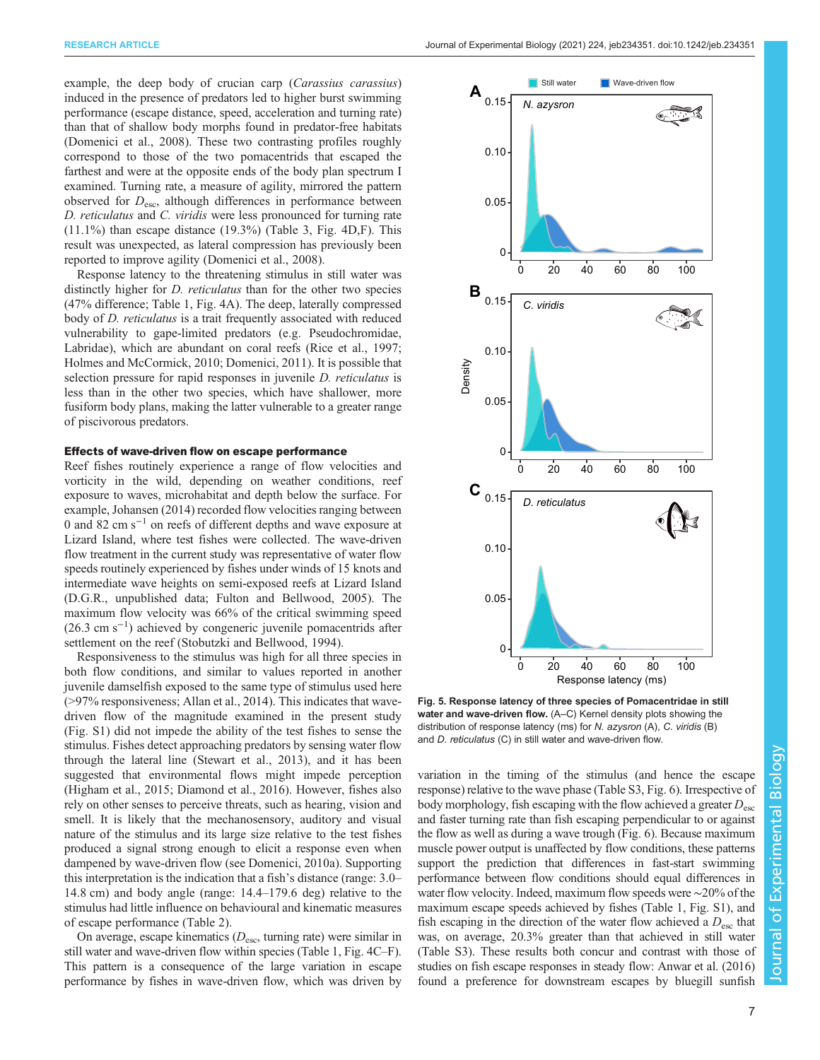example, the deep body of crucian carp (*Carassius carassius*) induced in the presence of predators led to higher burst swimming performance (escape distance, speed, acceleration and turning rate) than that of shallow body morphs found in predator-free habitats (Domenici et al., 2008). These two contrasting profiles roughly correspond to those of the two pomacentrids that escaped the farthest and were at the opposite ends of the body plan spectrum I examined. Turning rate, a measure of agility, mirrored the pattern observed for $D_{esc}$, although differences in performance between *D. reticulatus* and *C. viridis* were less pronounced for turning rate (11.1%) than escape distance (19.3%) (Table 3, Fig. 4D,F). This result was unexpected, as lateral compression has previously been reported to improve agility (Domenici et al., 2008).

Response latency to the threatening stimulus in still water was distinctly higher for *D. reticulatus* than for the other two species (47% difference; Table 1, Fig. 4A). The deep, laterally compressed body of *D. reticulatus* is a trait frequently associated with reduced vulnerability to gape-limited predators (e.g. Pseudochromidae, Labridae), which are abundant on coral reefs (Rice et al., 1997; Holmes and McCormick, 2010; Domenici, 2011). It is possible that selection pressure for rapid responses in juvenile *D. reticulatus* is less than in the other two species, which have shallower, more fusiform body plans, making the latter vulnerable to a greater range of piscivorous predators.

### Effects of wave-driven flow on escape performance

Reef fishes routinely experience a range of flow velocities and vorticity in the wild, depending on weather conditions, reef exposure to waves, microhabitat and depth below the surface. For example, Johansen (2014) recorded flow velocities ranging between 0 and 82 cm $s^{-1}$ on reefs of different depths and wave exposure at Lizard Island, where test fishes were collected. The wave-driven flow treatment in the current study was representative of water flow speeds routinely experienced by fishes under winds of 15 knots and intermediate wave heights on semi-exposed reefs at Lizard Island (D.G.R., unpublished data; Fulton and Bellwood, 2005). The maximum flow velocity was 66% of the critical swimming speed (26.3 cm $s^{-1}$) achieved by congeneric juvenile pomacentrids after settlement on the reef (Stobutzki and Bellwood, 1994).

Responsiveness to the stimulus was high for all three species in both flow conditions, and similar to values reported in another juvenile damselfish exposed to the same type of stimulus used here (>97% responsiveness; Allan et al., 2014). This indicates that wave-driven flow of the magnitude examined in the present study (Fig. S1) did not impede the ability of the test fishes to sense the stimulus. Fishes detect approaching predators by sensing water flow through the lateral line (Stewart et al., 2013), and it has been suggested that environmental flows might impede perception (Higham et al., 2015; Diamond et al., 2016). However, fishes also rely on other senses to perceive threats, such as hearing, vision and smell. It is likely that the mechanosensory, auditory and visual nature of the stimulus and its large size relative to the test fishes produced a signal strong enough to elicit a response even when dampened by wave-driven flow (see Domenici, 2010a). Supporting this interpretation is the indication that a fish's distance (range: 3.0–14.8 cm) and body angle (range: 14.4–179.6 deg) relative to the stimulus had little influence on behavioural and kinematic measures of escape performance (Table 2).

On average, escape kinematics ($D_{esc}$, turning rate) were similar in still water and wave-driven flow within species (Table 1, Fig. 4C–F). This pattern is a consequence of the large variation in escape performance by fishes in wave-driven flow, which was driven by variation in the timing of the stimulus (and hence the escape response) relative to the wave phase (Table S3, Fig. 6). Irrespective of body morphology, fish escaping with the flow achieved a greater $D_{esc}$ and faster turning rate than fish escaping perpendicular to or against the flow as well as during a wave trough (Fig. 6). Because maximum muscle power output is unaffected by flow conditions, these patterns support the prediction that differences in fast-start swimming performance between flow conditions should equal differences in water flow velocity. Indeed, maximum flow speeds were ~20% of the maximum escape speeds achieved by fishes (Table 1, Fig. S1), and fish escaping in the direction of the water flow achieved a $D_{esc}$ that was, on average, 20.3% greater than that achieved in still water (Table S3). These results both concur and contrast with those of studies on fish escape responses in steady flow: Anwar et al. (2016) found a preference for downstream escapes by bluegill sunfish

**Fig. 5. Response latency of three species of Pomacentridae in still water and wave-driven flow.** (A–C) Kernel density plots showing the distribution of response latency (ms) for *N. azysron* (A), *C. viridis* (B) and *D. reticulatus* (C) in still water and wave-driven flow.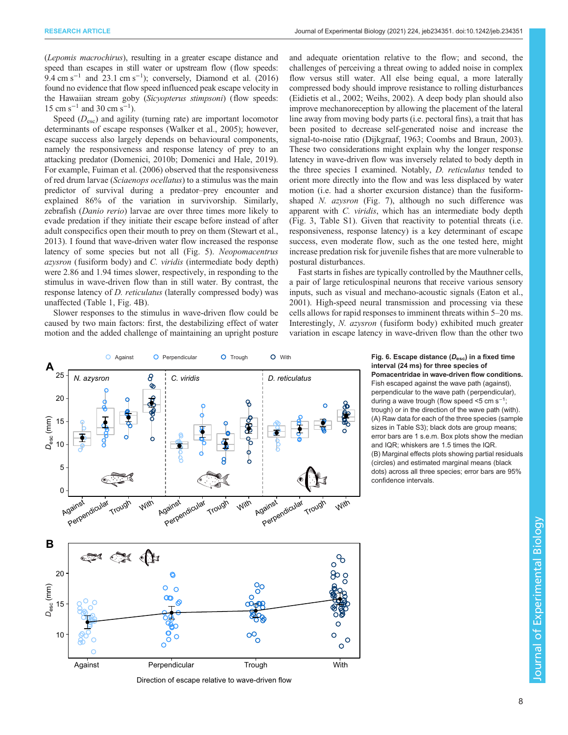(*Lepomis macrochirus*), resulting in a greater escape distance and speed than escapes in still water or upstream flow (flow speeds: 9.4 cm s$^{-1}$ and 23.1 cm s$^{-1}$); conversely, Diamond et al. (2016) found no evidence that flow speed influenced peak escape velocity in the Hawaiian stream goby (*Sicyopterus stimpsoni*) (flow speeds: 15 cm s$^{-1}$ and 30 cm s$^{-1}$).

Speed ($D_{esc}$) and agility (turning rate) are important locomotor determinants of escape responses (Walker et al., 2005); however, escape success also largely depends on behavioural components, namely the responsiveness and response latency of prey to an attacking predator (Domenici, 2010b; Domenici and Hale, 2019). For example, Fuiman et al. (2006) observed that the responsiveness of red drum larvae (*Sciaenops ocellatus*) to a stimulus was the main predictor of survival during a predator–prey encounter and explained 86% of the variation in survivorship. Similarly, zebrafish (*Danio rerio*) larvae are over three times more likely to evade predation if they initiate their escape before instead of after adult conspecifics open their mouth to prey on them (Stewart et al., 2013). I found that wave-driven water flow increased the response latency of some species but not all (Fig. 5). *Neopomacentrus azysron* (fusiform body) and *C. viridis* (intermediate body depth) were 2.86 and 1.94 times slower, respectively, in responding to the stimulus in wave-driven flow than in still water. By contrast, the response latency of *D. reticulatus* (laterally compressed body) was unaffected (Table 1, Fig. 4B).

Slower responses to the stimulus in wave-driven flow could be caused by two main factors: first, the destabilizing effect of water motion and the added challenge of maintaining an upright posture and adequate orientation relative to the flow; and second, the challenges of perceiving a threat owing to added noise in complex flow versus still water. All else being equal, a more laterally compressed body should improve resistance to rolling disturbances (Eidietis et al., 2002; Weihs, 2002). A deep body plan should also improve mechanoreception by allowing the placement of the lateral line away from moving body parts (i.e. pectoral fins), a trait that has been posited to decrease self-generated noise and increase the signal-to-noise ratio (Dijkgraaf, 1963; Coombs and Braun, 2003). These two considerations might explain why the longer response latency in wave-driven flow was inversely related to body depth in the three species I examined. Notably, *D. reticulatus* tended to orient more directly into the flow and was less displaced by water motion (i.e. had a shorter excursion distance) than the fusiform-shaped *N. azysron* (Fig. 7), although no such difference was apparent with *C. viridis*, which has an intermediate body depth (Fig. 3, Table S1). Given that reactivity to potential threats (i.e. responsiveness, response latency) is a key determinant of escape success, even moderate flow, such as the one tested here, might increase predation risk for juvenile fishes that are more vulnerable to postural disturbances.

Fast starts in fishes are typically controlled by the Mauthner cells, a pair of large reticulospinal neurons that receive various sensory inputs, such as visual and mechano-acoustic signals (Eaton et al., 2001). High-speed neural transmission and processing via these cells allows for rapid responses to imminent threats within 5–20 ms. Interestingly, *N. azysron* (fusiform body) exhibited much greater variation in escape latency in wave-driven flow than the other two

**Fig. 6. Escape distance ($D_{esc}$) in a fixed time interval (24 ms) for three species of Pomacentridae in wave-driven flow conditions.** Fish escaped against the wave path (against), perpendicular to the wave path (perpendicular), during a wave trough (flow speed <5 cm s$^{-1}$; trough) or in the direction of the wave path (with). (A) Raw data for each of the three species (sample sizes in Table S3); black dots are group means; error bars are 1 s.e.m. Box plots show the median and IQR; whiskers are 1.5 times the IQR. (B) Marginal effects plots showing partial residuals (circles) and estimated marginal means (black dots) across all three species; error bars are 95% confidence intervals.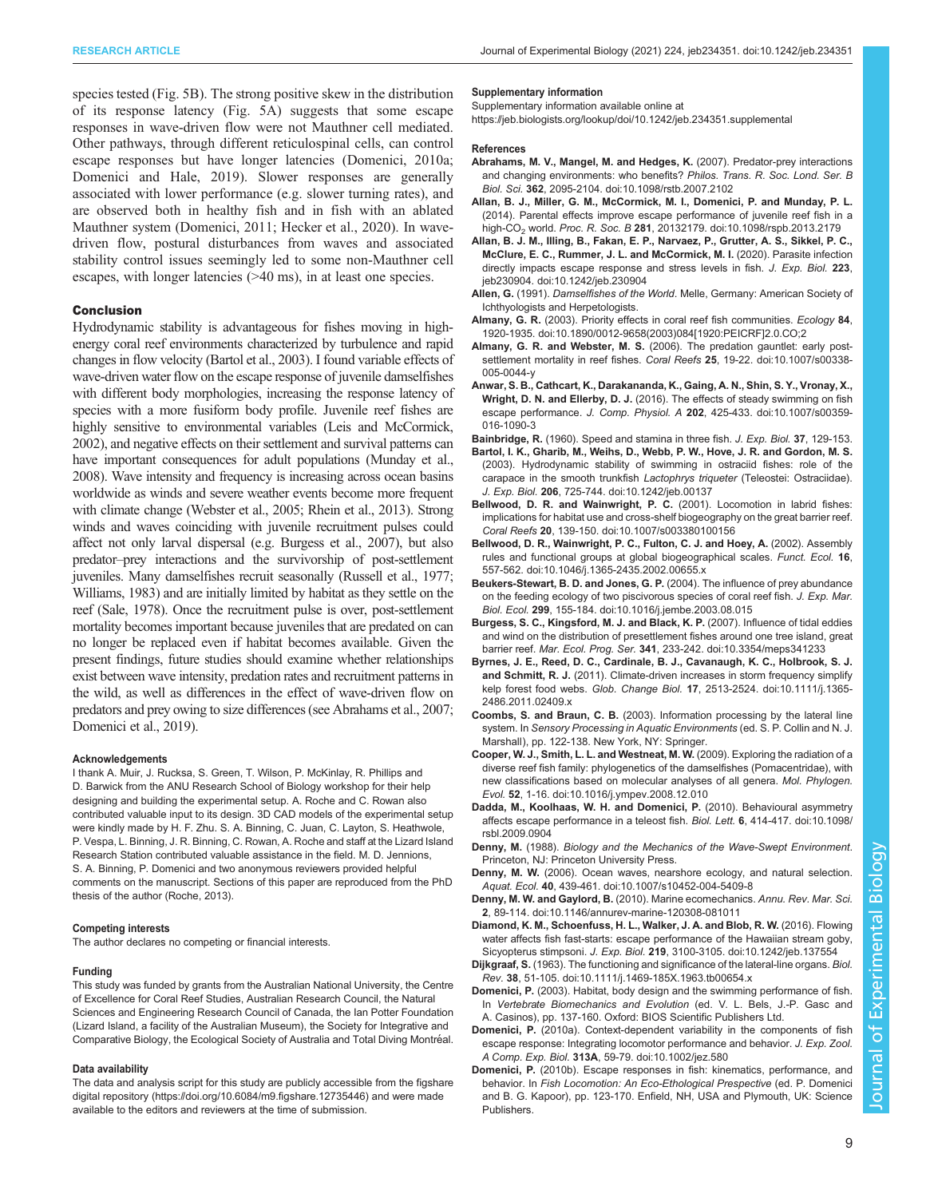species tested (Fig. 5B). The strong positive skew in the distribution of its response latency (Fig. 5A) suggests that some escape responses in wave-driven flow were not Mauthner cell mediated. Other pathways, through different reticulospinal cells, can control escape responses but have longer latencies (Domenici, 2010a; Domenici and Hale, 2019). Slower responses are generally associated with lower performance (e.g. slower turning rates), and are observed both in healthy fish and in fish with an ablated Mauthner system (Domenici, 2011; Hecker et al., 2020). In wave-driven flow, postural disturbances from waves and associated stability control issues seemingly led to some non-Mauthner cell escapes, with longer latencies (>40 ms), in at least one species.

## Conclusion

Hydrodynamic stability is advantageous for fishes moving in high-energy coral reef environments characterized by turbulence and rapid changes in flow velocity (Bartol et al., 2003). I found variable effects of wave-driven water flow on the escape response of juvenile damselfishes with different body morphologies, increasing the response latency of species with a more fusiform body profile. Juvenile reef fishes are highly sensitive to environmental variables (Leis and McCormick, 2002), and negative effects on their settlement and survival patterns can have important consequences for adult populations (Munday et al., 2008). Wave intensity and frequency is increasing across ocean basins worldwide as winds and severe weather events become more frequent with climate change (Webster et al., 2005; Rhein et al., 2013). Strong winds and waves coinciding with juvenile recruitment pulses could affect not only larval dispersal (e.g. Burgess et al., 2007), but also predator–prey interactions and the survivorship of post-settlement juveniles. Many damselfishes recruit seasonally (Russell et al., 1977; Williams, 1983) and are initially limited by habitat as they settle on the reef (Sale, 1978). Once the recruitment pulse is over, post-settlement mortality becomes important because juveniles that are predated on can no longer be replaced even if habitat becomes available. Given the present findings, future studies should examine whether relationships exist between wave intensity, predation rates and recruitment patterns in the wild, as well as differences in the effect of wave-driven flow on predators and prey owing to size differences (see Abrahams et al., 2007; Domenici et al., 2019).

#### Acknowledgements

I thank A. Muir, J. Rucksa, S. Green, T. Wilson, P. McKinlay, R. Phillips and D. Barwick from the ANU Research School of Biology workshop for their help designing and building the experimental setup. A. Roche and C. Rowan also contributed valuable input to its design. 3D CAD models of the experimental setup were kindly made by H. F. Zhu. S. A. Binning, C. Juan, C. Layton, S. Heathwole, P. Vespa, L. Binning, J. R. Binning, C. Rowan, A. Roche and staff at the Lizard Island Research Station contributed valuable assistance in the field. M. D. Jennions, S. A. Binning, P. Domenici and two anonymous reviewers provided helpful comments on the manuscript. Sections of this paper are reproduced from the PhD thesis of the author (Roche, 2013).

#### Competing interests

The author declares no competing or financial interests.

#### Funding

This study was funded by grants from the Australian National University, the Centre of Excellence for Coral Reef Studies, Australian Research Council, the Natural Sciences and Engineering Research Council of Canada, the Ian Potter Foundation (Lizard Island, a facility of the Australian Museum), the Society for Integrative and Comparative Biology, the Ecological Society of Australia and Total Diving Montréal.

#### Data availability

The data and analysis script for this study are publicly accessible from the figshare digital repository (https://doi.org/10.6084/m9.figshare.12735446) and were made available to the editors and reviewers at the time of submission.

#### Supplementary information

Supplementary information available online at https://jeb.biologists.org/lookup/doi/10.1242/jeb.234351.supplemental

#### References

**Abrahams, M. V., Mangel, M. and Hedges, K.** (2007). Predator-prey interactions and changing environments: who benefits? *Philos. Trans. R. Soc. Lond. Ser. B Biol. Sci.* **362**, 2095-2104. doi:10.1098/rstb.2007.2102

**Allan, B. J., Miller, G. M., McCormick, M. I., Domenici, P. and Munday, P. L.** (2014). Parental effects improve escape performance of juvenile reef fish in a high-$CO_2$ world. *Proc. R. Soc. B* **281**, 20132179. doi:10.1098/rspb.2013.2179

**Allan, B. J. M., Illing, B., Fakan, E. P., Narvaez, P., Grutter, A. S., Sikkel, P. C., McClure, E. C., Rummer, J. L. and McCormick, M. I.** (2020). Parasite infection directly impacts escape response and stress levels in fish. *J. Exp. Biol.* **223**, jeb230904. doi:10.1242/jeb.230904

**Allen, G.** (1991). *Damselfishes of the World*. Melle, Germany: American Society of Ichthyologists and Herpetologists.

**Almany, G. R.** (2003). Priority effects in coral reef fish communities. *Ecology* **84**, 1920-1935. doi:10.1890/0012-9658(2003)084[1920:PEICRF]2.0.CO;2

**Almany, G. R. and Webster, M. S.** (2006). The predation gauntlet: early post-settlement mortality in reef fishes. *Coral Reefs* **25**, 19-22. doi:10.1007/s00338-005-0044-y

**Anwar, S. B., Cathcart, K., Darakananda, K., Gaing, A. N., Shin, S. Y., Vronay, X., Wright, D. N. and Ellerby, D. J.** (2016). The effects of steady swimming on fish escape performance. *J. Comp. Physiol. A* **202**, 425-433. doi:10.1007/s00359-016-1090-3

**Bainbridge, R.** (1960). Speed and stamina in three fish. *J. Exp. Biol.* **37**, 129-153.

**Bartol, I. K., Gharib, M., Weihs, D., Webb, P. W., Hove, J. R. and Gordon, M. S.** (2003). Hydrodynamic stability of swimming in ostraciid fishes: role of the carapace in the smooth trunkfish *Lactophrys triqueter* (Teleostei: Ostraciidae). *J. Exp. Biol.* **206**, 725-744. doi:10.1242/jeb.00137

**Bellwood, D. R. and Wainwright, P. C.** (2001). Locomotion in labrid fishes: implications for habitat use and cross-shelf biogeography on the great barrier reef. *Coral Reefs* **20**, 139-150. doi:10.1007/s003380100156

**Bellwood, D. R., Wainwright, P. C., Fulton, C. J. and Hoey, A.** (2002). Assembly rules and functional groups at global biogeographical scales. *Funct. Ecol.* **16**, 557-562. doi:10.1046/j.1365-2435.2002.00655.x

**Beukers-Stewart, B. D. and Jones, G. P.** (2004). The influence of prey abundance on the feeding ecology of two piscivorous species of coral reef fish. *J. Exp. Mar. Biol. Ecol.* **299**, 155-184. doi:10.1016/j.jembe.2003.08.015

**Burgess, S. C., Kingsford, M. J. and Black, K. P.** (2007). Influence of tidal eddies and wind on the distribution of presettlement fishes around one tree island, great barrier reef. *Mar. Ecol. Prog. Ser.* **341**, 233-242. doi:10.3354/meps341233

**Byrnes, J. E., Reed, D. C., Cardinale, B. J., Cavanaugh, K. C., Holbrook, S. J. and Schmitt, R. J.** (2011). Climate-driven increases in storm frequency simplify kelp forest food webs. *Glob. Change Biol.* **17**, 2513-2524. doi:10.1111/j.1365-2486.2011.02409.x

**Coombs, S. and Braun, C. B.** (2003). Information processing by the lateral line system. In *Sensory Processing in Aquatic Environments* (ed. S. P. Collin and N. J. Marshall), pp. 122-138. New York, NY: Springer.

**Cooper, W. J., Smith, L. L. and Westneat, M. W.** (2009). Exploring the radiation of a diverse reef fish family: phylogenetics of the damselfishes (Pomacentridae), with new classifications based on molecular analyses of all genera. *Mol. Phylogen. Evol.* **52**, 1-16. doi:10.1016/j.ympev.2008.12.010

**Dadda, M., Koolhaas, W. H. and Domenici, P.** (2010). Behavioural asymmetry affects escape performance in a teleost fish. *Biol. Lett.* **6**, 414-417. doi:10.1098/rsbl.2009.0904

**Denny, M.** (1988). *Biology and the Mechanics of the Wave-Swept Environment*. Princeton, NJ: Princeton University Press.

**Denny, M. W.** (2006). Ocean waves, nearshore ecology, and natural selection. *Aquat. Ecol.* **40**, 439-461. doi:10.1007/s10452-004-5409-8

**Denny, M. W. and Gaylord, B.** (2010). Marine ecomechanics. *Annu. Rev. Mar. Sci.* **2**, 89-114. doi:10.1146/annurev-marine-120308-081011

**Diamond, K. M., Schoenfuss, H. L., Walker, J. A. and Blob, R. W.** (2016). Flowing water affects fish fast-starts: escape performance of the Hawaiian stream goby, Sicyopterus stimpsoni. *J. Exp. Biol.* **219**, 3100-3105. doi:10.1242/jeb.137554

**Dijkgraaf, S.** (1963). The functioning and significance of the lateral-line organs. *Biol. Rev.* **38**, 51-105. doi:10.1111/j.1469-185X.1963.tb00654.x

**Domenici, P.** (2003). Habitat, body design and the swimming performance of fish. In *Vertebrate Biomechanics and Evolution* (ed. V. L. Bels, J.-P. Gasc and A. Casinos), pp. 137-160. Oxford: BIOS Scientific Publishers Ltd.

**Domenici, P.** (2010a). Context-dependent variability in the components of fish escape response: Integrating locomotor performance and behavior. *J. Exp. Zool. A Comp. Exp. Biol.* **313A**, 59-79. doi:10.1002/jez.580

**Domenici, P.** (2010b). Escape responses in fish: kinematics, performance, and behavior. In *Fish Locomotion: An Eco-Ethological Perspective* (ed. P. Domenici and B. G. Kapoor), pp. 123-170. Enfield, NH, USA and Plymouth, UK: Science Publishers.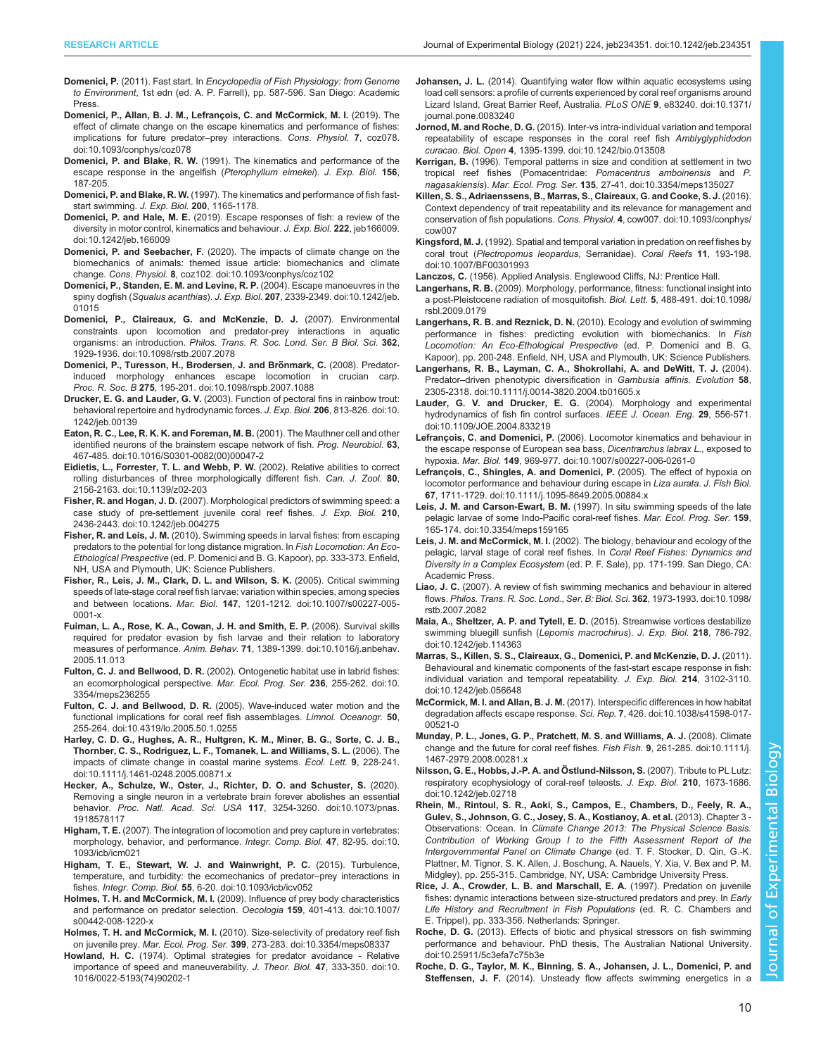**Domenici, P.** (2011). Fast start. In *Encyclopedia of Fish Physiology: from Genome to Environment*, 1st edn (ed. A. P. Farrell), pp. 587-596. San Diego: Academic Press.

**Domenici, P., Allan, B. J. M., Lefrançois, C. and McCormick, M. I.** (2019). The effect of climate change on the escape kinematics and performance of fishes: implications for future predator–prey interactions. *Cons. Physiol.* **7**, coz078. doi:10.1093/conphys/coz078

**Domenici, P. and Blake, R. W.** (1991). The kinematics and performance of the escape response in the angelfish (*Pterophyllum eimekei*). *J. Exp. Biol.* **156**, 187-205.

**Domenici, P. and Blake, R. W.** (1997). The kinematics and performance of fish fast-start swimming. *J. Exp. Biol.* **200**, 1165-1178.

**Domenici, P. and Hale, M. E.** (2019). Escape responses of fish: a review of the diversity in motor control, kinematics and behaviour. *J. Exp. Biol.* **222**, jeb166009. doi:10.1242/jeb.166009

**Domenici, P. and Seebacher, F.** (2020). The impacts of climate change on the biomechanics of animals: themed issue article: biomechanics and climate change. *Cons. Physiol.* **8**, coz102. doi:10.1093/conphys/coz102

**Domenici, P., Standen, E. M. and Levine, R. P.** (2004). Escape manoeuvres in the spiny dogfish (*Squalus acanthias*). *J. Exp. Biol.* **207**, 2339-2349. doi:10.1242/jeb.01015

**Domenici, P., Claireaux, G. and McKenzie, D. J.** (2007). Environmental constraints upon locomotion and predator-prey interactions in aquatic organisms: an introduction. *Philos. Trans. R. Soc. Lond. Ser. B Biol. Sci.* **362**, 1929-1936. doi:10.1098/rstb.2007.2078

**Domenici, P., Turesson, H., Brodersen, J. and Brönmark, C.** (2008). Predator-induced morphology enhances escape locomotion in crucian carp. *Proc. R. Soc. B* **275**, 195-201. doi:10.1098/rspb.2007.1088

**Drucker, E. G. and Lauder, G. V.** (2003). Function of pectoral fins in rainbow trout: behavioral repertoire and hydrodynamic forces. *J. Exp. Biol.* **206**, 813-826. doi:10.1242/jeb.00139

**Eaton, R. C., Lee, R. K. K. and Foreman, M. B.** (2001). The Mauthner cell and other identified neurons of the brainstem escape network of fish. *Prog. Neurobiol.* **63**, 467-485. doi:10.1016/S0301-0082(00)00047-2

**Eidietis, L., Forrester, T. L. and Webb, P. W.** (2002). Relative abilities to correct rolling disturbances of three morphologically different fish. *Can. J. Zool.* **80**, 2156-2163. doi:10.1139/z02-203

**Fisher, R. and Hogan, J. D.** (2007). Morphological predictors of swimming speed: a case study of pre-settlement juvenile coral reef fishes. *J. Exp. Biol.* **210**, 2436-2443. doi:10.1242/jeb.004275

**Fisher, R. and Leis, J. M.** (2010). Swimming speeds in larval fishes: from escaping predators to the potential for long distance migration. In *Fish Locomotion: An Eco-Ethological Perspective* (ed. P. Domenici and B. G. Kapoor), pp. 333-373. Enfield, NH, USA and Plymouth, UK: Science Publishers.

**Fisher, R., Leis, J. M., Clark, D. L. and Wilson, S. K.** (2005). Critical swimming speeds of late-stage coral reef fish larvae: variation within species, among species and between locations. *Mar. Biol.* **147**, 1201-1212. doi:10.1007/s00227-005-0001-x

**Fuiman, L. A., Rose, K. A., Cowan, J. H. and Smith, E. P.** (2006). Survival skills required for predator evasion by fish larvae and their relation to laboratory measures of performance. *Anim. Behav.* **71**, 1389-1399. doi:10.1016/j.anbehav.2005.11.013

**Fulton, C. J. and Bellwood, D. R.** (2002). Ontogenetic habitat use in labrid fishes: an ecomorphological perspective. *Mar. Ecol. Prog. Ser.* **236**, 255-262. doi:10.3354/meps236255

**Fulton, C. J. and Bellwood, D. R.** (2005). Wave-induced water motion and the functional implications for coral reef fish assemblages. *Limnol. Oceanogr.* **50**, 255-264. doi:10.4319/lo.2005.50.1.0255

**Harley, C. D. G., Hughes, A. R., Hultgren, K. M., Miner, B. G., Sorte, C. J. B., Thornber, C. S., Rodriguez, L. F., Tomanek, L. and Williams, S. L.** (2006). The impacts of climate change in coastal marine systems. *Ecol. Lett.* **9**, 228-241. doi:10.1111/j.1461-0248.2005.00871.x

**Hecker, A., Schulze, W., Oster, J., Richter, D. O. and Schuster, S.** (2020). Removing a single neuron in a vertebrate brain forever abolishes an essential behavior. *Proc. Natl. Acad. Sci. USA* **117**, 3254-3260. doi:10.1073/pnas.1918578117

**Higham, T. E.** (2007). The integration of locomotion and prey capture in vertebrates: morphology, behavior, and performance. *Integr. Comp. Biol.* **47**, 82-95. doi:10.1093/icb/icm021

**Higham, T. E., Stewart, W. J. and Wainwright, P. C.** (2015). Turbulence, temperature, and turbidity: the ecomechanics of predator–prey interactions in fishes. *Integr. Comp. Biol.* **55**, 6-20. doi:10.1093/icb/icv052

**Holmes, T. H. and McCormick, M. I.** (2009). Influence of prey body characteristics and performance on predator selection. *Oecologia* **159**, 401-413. doi:10.1007/s00442-008-1220-x

**Holmes, T. H. and McCormick, M. I.** (2010). Size-selectivity of predatory reef fish on juvenile prey. *Mar. Ecol. Prog. Ser.* **399**, 273-283. doi:10.3354/meps08337

**Howland, H. C.** (1974). Optimal strategies for predator avoidance - Relative importance of speed and maneuverability. *J. Theor. Biol.* **47**, 333-350. doi:10.1016/0022-5193(74)90202-1

**Johansen, J. L.** (2014). Quantifying water flow within aquatic ecosystems using load cell sensors: a profile of currents experienced by coral reef organisms around Lizard Island, Great Barrier Reef, Australia. *PLoS ONE* **9**, e83240. doi:10.1371/journal.pone.0083240

**Jornod, M. and Roche, D. G.** (2015). Inter-vs intra-individual variation and temporal repeatability of escape responses in the coral reef fish *Amblyglyphidodon curacao*. *Biol. Open* **4**, 1395-1399. doi:10.1242/bio.013508

**Kerrigan, B.** (1996). Temporal patterns in size and condition at settlement in two tropical reef fishes (Pomacentridae: *Pomacentrus amboinensis* and *P. nagasakiensis*). *Mar. Ecol. Prog. Ser.* **135**, 27-41. doi:10.3354/meps135027

**Killen, S. S., Adriaenssens, B., Marras, S., Claireaux, G. and Cooke, S. J.** (2016). Context dependency of trait repeatability and its relevance for management and conservation of fish populations. *Cons. Physiol.* **4**, cow007. doi:10.1093/conphys/cow007

**Kingsford, M. J.** (1992). Spatial and temporal variation in predation on reef fishes by coral trout (*Plectropomus leopardus*, Serranidae). *Coral Reefs* **11**, 193-198. doi:10.1007/BF00301993

**Lanczos, C.** (1956). Applied Analysis. Englewood Cliffs, NJ: Prentice Hall.

**Langerhans, R. B.** (2009). Morphology, performance, fitness: functional insight into a post-Pleistocene radiation of mosquitofish. *Biol. Lett.* **5**, 488-491. doi:10.1098/rsbl.2009.0179

**Langerhans, R. B. and Reznick, D. N.** (2010). Ecology and evolution of swimming performance in fishes: predicting evolution with biomechanics. In *Fish Locomotion: An Eco-Ethological Perspective* (ed. P. Domenici and B. G. Kapoor), pp. 200-248. Enfield, NH, USA and Plymouth, UK: Science Publishers.

**Langerhans, R. B., Layman, C. A., Shokrollahi, A. and DeWitt, T. J.** (2004). Predator–driven phenotypic diversification in *Gambusia affinis*. *Evolution* **58**, 2305-2318. doi:10.1111/j.0014-3820.2004.tb01605.x

**Lauder, G. V. and Drucker, E. G.** (2004). Morphology and experimental hydrodynamics of fish fin control surfaces. *IEEE J. Ocean. Eng.* **29**, 556-571. doi:10.1109/JOE.2004.833219

**Lefrançois, C. and Domenici, P.** (2006). Locomotor kinematics and behaviour in the escape response of European sea bass, *Dicentrarchus labrax L.*, exposed to hypoxia. *Mar. Biol.* **149**, 969-977. doi:10.1007/s00227-006-0261-0

**Lefrançois, C., Shingles, A. and Domenici, P.** (2005). The effect of hypoxia on locomotor performance and behaviour during escape in *Liza aurata*. *J. Fish Biol.* **67**, 1711-1729. doi:10.1111/j.1095-8649.2005.00884.x

**Leis, J. M. and Carson-Ewart, B. M.** (1997). In situ swimming speeds of the late pelagic larvae of some Indo-Pacific coral-reef fishes. *Mar. Ecol. Prog. Ser.* **159**, 165-174. doi:10.3354/meps159165

**Leis, J. M. and McCormick, M. I.** (2002). The biology, behaviour and ecology of the pelagic, larval stage of coral reef fishes. In *Coral Reef Fishes: Dynamics and Diversity in a Complex Ecosystem* (ed. P. F. Sale), pp. 171-199. San Diego, CA: Academic Press.

**Liao, J. C.** (2007). A review of fish swimming mechanics and behaviour in altered flows. *Philos. Trans. R. Soc. Lond., Ser. B: Biol. Sci.* **362**, 1973-1993. doi:10.1098/rstb.2007.2082

**Maia, A., Sheltzer, A. P. and Tytell, E. D.** (2015). Streamwise vortices destabilize swimming bluegill sunfish (*Lepomis macrochirus*). *J. Exp. Biol.* **218**, 786-792. doi:10.1242/jeb.114363

**Marras, S., Killen, S. S., Claireaux, G., Domenici, P. and McKenzie, D. J.** (2011). Behavioural and kinematic components of the fast-start escape response in fish: individual variation and temporal repeatability. *J. Exp. Biol.* **214**, 3102-3110. doi:10.1242/jeb.056648

**McCormick, M. I. and Allan, B. J. M.** (2017). Interspecific differences in how habitat degradation affects escape response. *Sci. Rep.* **7**, 426. doi:10.1038/s41598-017-00521-0

**Munday, P. L., Jones, G. P., Pratchett, M. S. and Williams, A. J.** (2008). Climate change and the future for coral reef fishes. *Fish Fish.* **9**, 261-285. doi:10.1111/j.1467-2979.2008.00281.x

**Nilsson, G. E., Hobbs, J.-P. A. and Östlund-Nilsson, S.** (2007). Tribute to PL Lutz: respiratory ecophysiology of coral-reef teleosts. *J. Exp. Biol.* **210**, 1673-1686. doi:10.1242/jeb.02718

**Rhein, M., Rintoul, S. R., Aoki, S., Campos, E., Chambers, D., Feely, R. A., Gulev, S., Johnson, G. C., Josey, S. A., Kostianoy, A. et al.** (2013). Chapter 3 - Observations: Ocean. In *Climate Change 2013: The Physical Science Basis. Contribution of Working Group I to the Fifth Assessment Report of the Intergovernmental Panel on Climate Change* (ed. T. F. Stocker, D. Qin, G.-K. Plattner, M. Tignor, S. K. Allen, J. Boschung, A. Nauels, Y. Xia, V. Bex and P. M. Midgley), pp. 255-315. Cambridge, NY, USA: Cambridge University Press.

**Rice, J. A., Crowder, L. B. and Marschall, E. A.** (1997). Predation on juvenile fishes: dynamic interactions between size-structured predators and prey. In *Early Life History and Recruitment in Fish Populations* (ed. R. C. Chambers and E. Trippel), pp. 333-356. Netherlands: Springer.

**Roche, D. G.** (2013). Effects of biotic and physical stressors on fish swimming performance and behaviour. PhD thesis, The Australian National University. doi:10.25911/5c3efa7c75b3e

**Roche, D. G., Taylor, M. K., Binning, S. A., Johansen, J. L., Domenici, P. and Steffensen, J. F.** (2014). Unsteady flow affects swimming energetics in a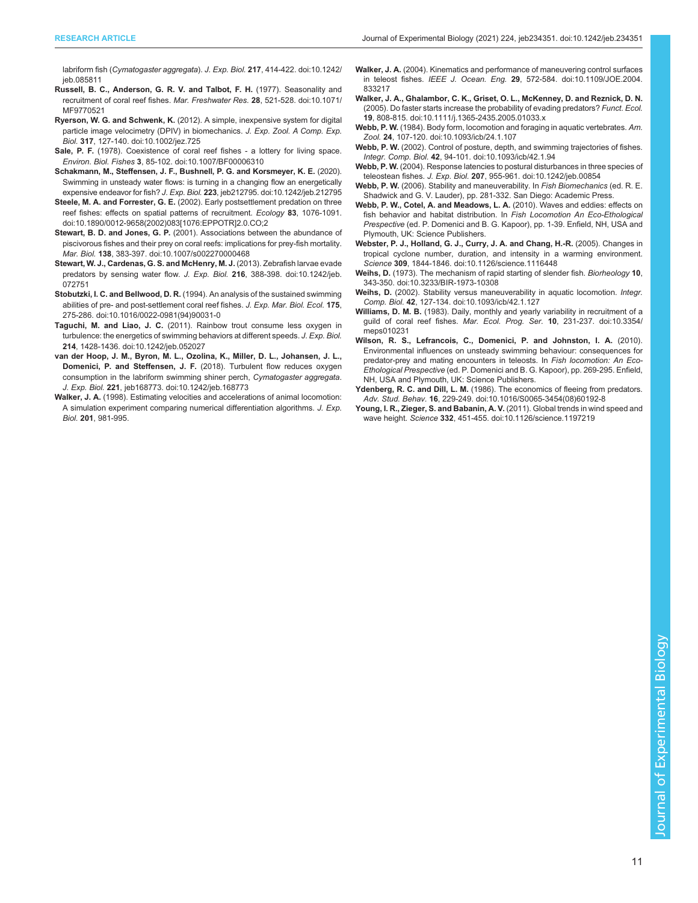labriform fish (*Cymatogaster aggregata*). *J. Exp. Biol.* **217**, 414-422. doi:10.1242/jeb.085811

**Russell, B. C., Anderson, G. R. V. and Talbot, F. H.** (1977). Seasonality and recruitment of coral reef fishes. *Mar. Freshwater Res.* **28**, 521-528. doi:10.1071/MF9770521

**Ryerson, W. G. and Schwenk, K.** (2012). A simple, inexpensive system for digital particle image velocimetry (DPIV) in biomechanics. *J. Exp. Zool. A Comp. Exp. Biol.* **317**, 127-140. doi:10.1002/jez.725

**Sale, P. F.** (1978). Coexistence of coral reef fishes - a lottery for living space. *Environ. Biol. Fishes* **3**, 85-102. doi:10.1007/BF00006310

**Schakmann, M., Steffensen, J. F., Bushnell, P. G. and Korsmeyer, K. E.** (2020). Swimming in unsteady water flows: is turning in a changing flow an energetically expensive endeavor for fish? *J. Exp. Biol.* **223**, jeb212795. doi:10.1242/jeb.212795

**Steele, M. A. and Forrester, G. E.** (2002). Early postsettlement predation on three reef fishes: effects on spatial patterns of recruitment. *Ecology* **83**, 1076-1091. doi:10.1890/0012-9658(2002)083[1076:EPOTR]2.0.CO;2

**Stewart, B. D. and Jones, G. P.** (2001). Associations between the abundance of piscivorous fishes and their prey on coral reefs: implications for prey-fish mortality. *Mar. Biol.* **138**, 383-397. doi:10.1007/s002270000468

**Stewart, W. J., Cardenas, G. S. and McHenry, M. J.** (2013). Zebrafish larvae evade predators by sensing water flow. *J. Exp. Biol.* **216**, 388-398. doi:10.1242/jeb.072751

**Stobutzki, I. C. and Bellwood, D. R.** (1994). An analysis of the sustained swimming abilities of pre- and post-settlement coral reef fishes. *J. Exp. Mar. Biol. Ecol.* **175**, 275-286. doi:10.1016/0022-0981(94)90031-0

**Taguchi, M. and Liao, J. C.** (2011). Rainbow trout consume less oxygen in turbulence: the energetics of swimming behaviors at different speeds. *J. Exp. Biol.* **214**, 1428-1436. doi:10.1242/jeb.052027

**van der Hoop, J. M., Byron, M. L., Ozolina, K., Miller, D. L., Johansen, J. L., Domenici, P. and Steffensen, J. F.** (2018). Turbulent flow reduces oxygen consumption in the labriform swimming shiner perch, *Cymatogaster aggregata*. *J. Exp. Biol.* **221**, jeb168773. doi:10.1242/jeb.168773

**Walker, J. A.** (1998). Estimating velocities and accelerations of animal locomotion: A simulation experiment comparing numerical differentiation algorithms. *J. Exp. Biol.* **201**, 981-995.

**Walker, J. A.** (2004). Kinematics and performance of maneuvering control surfaces in teleost fishes. *IEEE J. Ocean. Eng.* **29**, 572-584. doi:10.1109/JOE.2004.833217

**Walker, J. A., Ghalambor, C. K., Griset, O. L., McKenney, D. and Reznick, D. N.** (2005). Do faster starts increase the probability of evading predators? *Funct. Ecol.* **19**, 808-815. doi:10.1111/j.1365-2435.2005.01033.x

**Webb, P. W.** (1984). Body form, locomotion and foraging in aquatic vertebrates. *Am. Zool.* **24**, 107-120. doi:10.1093/icb/24.1.107

**Webb, P. W.** (2002). Control of posture, depth, and swimming trajectories of fishes. *Integr. Comp. Biol.* **42**, 94-101. doi:10.1093/icb/42.1.94

**Webb, P. W.** (2004). Response latencies to postural disturbances in three species of teleostean fishes. *J. Exp. Biol.* **207**, 955-961. doi:10.1242/jeb.00854

**Webb, P. W.** (2006). Stability and maneuverability. In *Fish Biomechanics* (ed. R. E. Shadwick and G. V. Lauder), pp. 281-332. San Diego: Academic Press.

**Webb, P. W., Cotel, A. and Meadows, L. A.** (2010). Waves and eddies: effects on fish behavior and habitat distribution. In *Fish Locomotion An Eco-Ethological Prespective* (ed. P. Domenici and B. G. Kapoor), pp. 1-39. Enfield, NH, USA and Plymouth, UK: Science Publishers.

**Webster, P. J., Holland, G. J., Curry, J. A. and Chang, H.-R.** (2005). Changes in tropical cyclone number, duration, and intensity in a warming environment. *Science* **309**, 1844-1846. doi:10.1126/science.1116448

**Weihs, D.** (1973). The mechanism of rapid starting of slender fish. *Biorheology* **10**, 343-350. doi:10.3233/BIR-1973-10308

**Weihs, D.** (2002). Stability versus maneuverability in aquatic locomotion. *Integr. Comp. Biol.* **42**, 127-134. doi:10.1093/icb/42.1.127

**Williams, D. M. B.** (1983). Daily, monthly and yearly variability in recruitment of a guild of coral reef fishes. *Mar. Ecol. Prog. Ser.* **10**, 231-237. doi:10.3354/meps010231

**Wilson, R. S., Lefrancois, C., Domenici, P. and Johnston, I. A.** (2010). Environmental influences on unsteady swimming behaviour: consequences for predator-prey and mating encounters in teleosts. In *Fish locomotion: An Eco-Ethological Prespective* (ed. P. Domenici and B. G. Kapoor), pp. 269-295. Enfield, NH, USA and Plymouth, UK: Science Publishers.

**Ydenberg, R. C. and Dill, L. M.** (1986). The economics of fleeing from predators. *Adv. Stud. Behav.* **16**, 229-249. doi:10.1016/S0065-3454(08)60192-8

**Young, I. R., Zieger, S. and Babanin, A. V.** (2011). Global trends in wind speed and wave height. *Science* **332**, 451-455. doi:10.1126/science.1197219